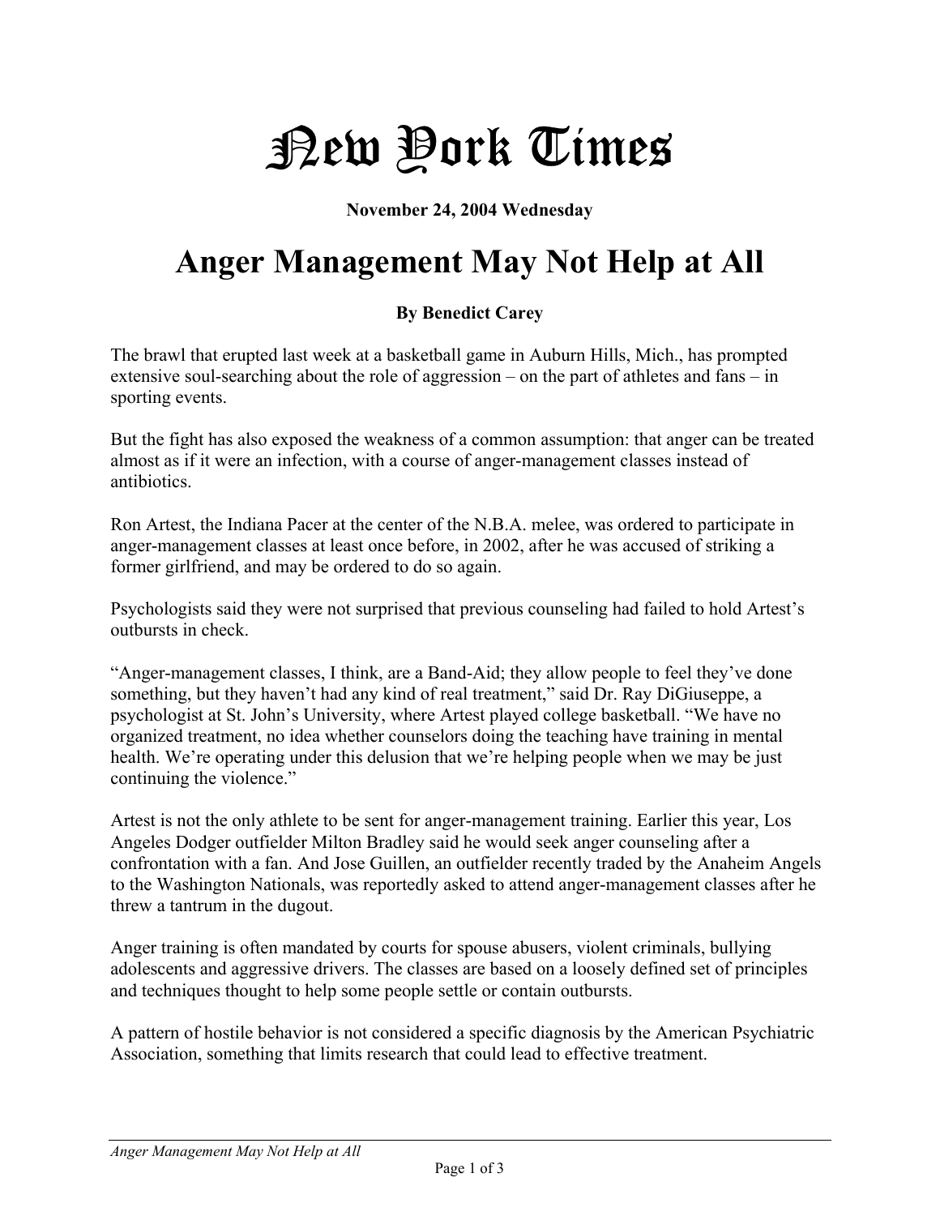# New York Times

**November 24, 2004 Wednesday**

# Anger Management May Not Help at All

**By Benedict Carey**

The brawl that erupted last week at a basketball game in Auburn Hills, Mich., has prompted extensive soul-searching about the role of aggression – on the part of athletes and fans – in sporting events.

But the fight has also exposed the weakness of a common assumption: that anger can be treated almost as if it were an infection, with a course of anger-management classes instead of antibiotics.

Ron Artest, the Indiana Pacer at the center of the N.B.A. melee, was ordered to participate in anger-management classes at least once before, in 2002, after he was accused of striking a former girlfriend, and may be ordered to do so again.

Psychologists said they were not surprised that previous counseling had failed to hold Artest's outbursts in check.

"Anger-management classes, I think, are a Band-Aid; they allow people to feel they've done something, but they haven't had any kind of real treatment," said Dr. Ray DiGiuseppe, a psychologist at St. John's University, where Artest played college basketball. "We have no organized treatment, no idea whether counselors doing the teaching have training in mental health. We're operating under this delusion that we're helping people when we may be just continuing the violence."

Artest is not the only athlete to be sent for anger-management training. Earlier this year, Los Angeles Dodger outfielder Milton Bradley said he would seek anger counseling after a confrontation with a fan. And Jose Guillen, an outfielder recently traded by the Anaheim Angels to the Washington Nationals, was reportedly asked to attend anger-management classes after he threw a tantrum in the dugout.

Anger training is often mandated by courts for spouse abusers, violent criminals, bullying adolescents and aggressive drivers. The classes are based on a loosely defined set of principles and techniques thought to help some people settle or contain outbursts.

A pattern of hostile behavior is not considered a specific diagnosis by the American Psychiatric Association, something that limits research that could lead to effective treatment.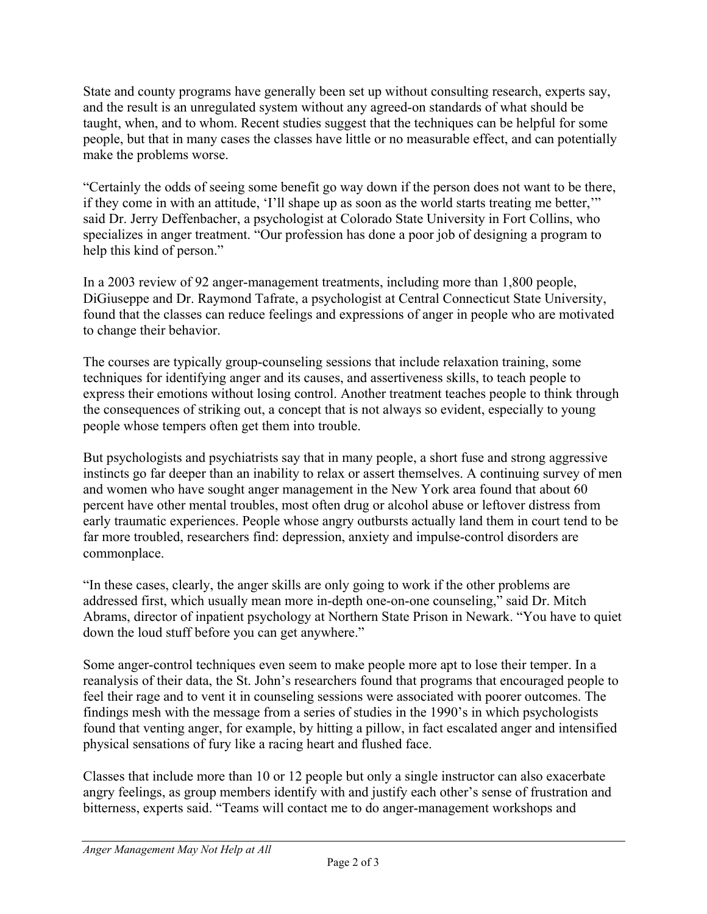State and county programs have generally been set up without consulting research, experts say, and the result is an unregulated system without any agreed-on standards of what should be taught, when, and to whom. Recent studies suggest that the techniques can be helpful for some people, but that in many cases the classes have little or no measurable effect, and can potentially make the problems worse.

"Certainly the odds of seeing some benefit go way down if the person does not want to be there, if they come in with an attitude, 'I'll shape up as soon as the world starts treating me better,'" said Dr. Jerry Deffenbacher, a psychologist at Colorado State University in Fort Collins, who specializes in anger treatment. "Our profession has done a poor job of designing a program to help this kind of person."

In a 2003 review of 92 anger-management treatments, including more than 1,800 people, DiGiuseppe and Dr. Raymond Tafrate, a psychologist at Central Connecticut State University, found that the classes can reduce feelings and expressions of anger in people who are motivated to change their behavior.

The courses are typically group-counseling sessions that include relaxation training, some techniques for identifying anger and its causes, and assertiveness skills, to teach people to express their emotions without losing control. Another treatment teaches people to think through the consequences of striking out, a concept that is not always so evident, especially to young people whose tempers often get them into trouble.

But psychologists and psychiatrists say that in many people, a short fuse and strong aggressive instincts go far deeper than an inability to relax or assert themselves. A continuing survey of men and women who have sought anger management in the New York area found that about 60 percent have other mental troubles, most often drug or alcohol abuse or leftover distress from early traumatic experiences. People whose angry outbursts actually land them in court tend to be far more troubled, researchers find: depression, anxiety and impulse-control disorders are commonplace.

"In these cases, clearly, the anger skills are only going to work if the other problems are addressed first, which usually mean more in-depth one-on-one counseling," said Dr. Mitch Abrams, director of inpatient psychology at Northern State Prison in Newark. "You have to quiet down the loud stuff before you can get anywhere."

Some anger-control techniques even seem to make people more apt to lose their temper. In a reanalysis of their data, the St. John's researchers found that programs that encouraged people to feel their rage and to vent it in counseling sessions were associated with poorer outcomes. The findings mesh with the message from a series of studies in the 1990's in which psychologists found that venting anger, for example, by hitting a pillow, in fact escalated anger and intensified physical sensations of fury like a racing heart and flushed face.

Classes that include more than 10 or 12 people but only a single instructor can also exacerbate angry feelings, as group members identify with and justify each other's sense of frustration and bitterness, experts said. "Teams will contact me to do anger-management workshops and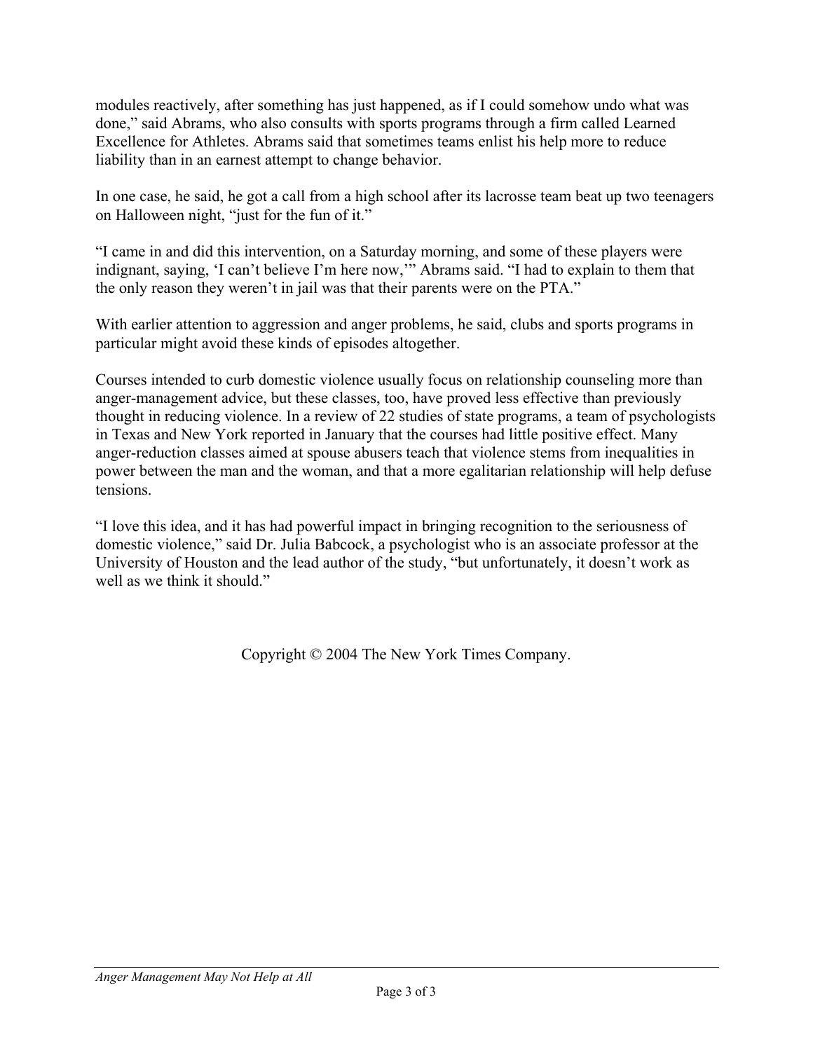modules reactively, after something has just happened, as if I could somehow undo what was done," said Abrams, who also consults with sports programs through a firm called Learned Excellence for Athletes. Abrams said that sometimes teams enlist his help more to reduce liability than in an earnest attempt to change behavior.

In one case, he said, he got a call from a high school after its lacrosse team beat up two teenagers on Halloween night, "just for the fun of it."

"I came in and did this intervention, on a Saturday morning, and some of these players were indignant, saying, 'I can't believe I'm here now,'" Abrams said. "I had to explain to them that the only reason they weren't in jail was that their parents were on the PTA."

With earlier attention to aggression and anger problems, he said, clubs and sports programs in particular might avoid these kinds of episodes altogether.

Courses intended to curb domestic violence usually focus on relationship counseling more than anger-management advice, but these classes, too, have proved less effective than previously thought in reducing violence. In a review of 22 studies of state programs, a team of psychologists in Texas and New York reported in January that the courses had little positive effect. Many anger-reduction classes aimed at spouse abusers teach that violence stems from inequalities in power between the man and the woman, and that a more egalitarian relationship will help defuse tensions.

"I love this idea, and it has had powerful impact in bringing recognition to the seriousness of domestic violence," said Dr. Julia Babcock, a psychologist who is an associate professor at the University of Houston and the lead author of the study, "but unfortunately, it doesn't work as well as we think it should."

Copyright © 2004 The New York Times Company.